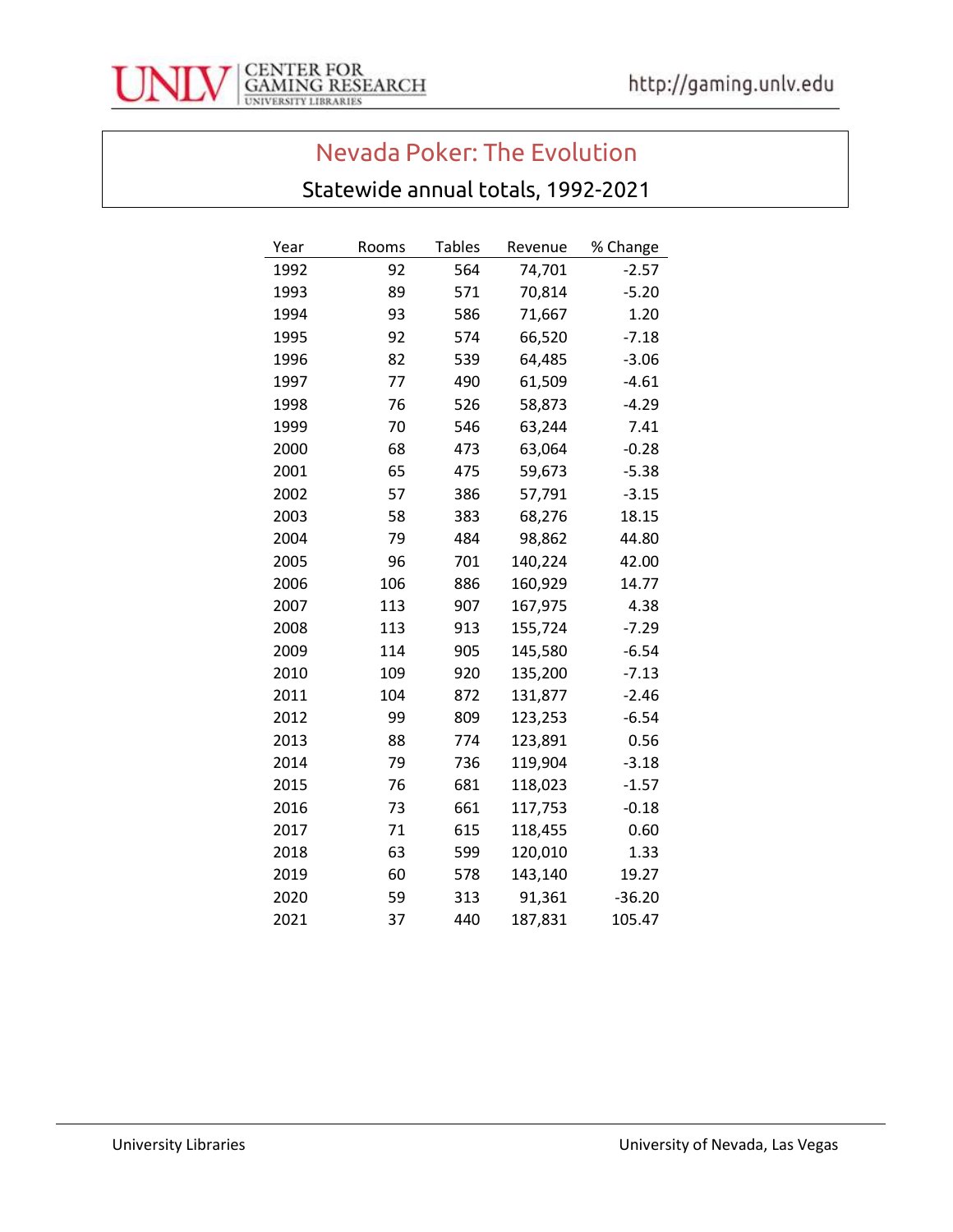# Nevada Poker: The Evolution

## Statewide annual totals, 1992-2021

| Year | Rooms | Tables | Revenue | % Change |
|---|---|---|---|---|
| 1992 | 92 | 564 | 74,701 | -2.57 |
| 1993 | 89 | 571 | 70,814 | -5.20 |
| 1994 | 93 | 586 | 71,667 | 1.20 |
| 1995 | 92 | 574 | 66,520 | -7.18 |
| 1996 | 82 | 539 | 64,485 | -3.06 |
| 1997 | 77 | 490 | 61,509 | -4.61 |
| 1998 | 76 | 526 | 58,873 | -4.29 |
| 1999 | 70 | 546 | 63,244 | 7.41 |
| 2000 | 68 | 473 | 63,064 | -0.28 |
| 2001 | 65 | 475 | 59,673 | -5.38 |
| 2002 | 57 | 386 | 57,791 | -3.15 |
| 2003 | 58 | 383 | 68,276 | 18.15 |
| 2004 | 79 | 484 | 98,862 | 44.80 |
| 2005 | 96 | 701 | 140,224 | 42.00 |
| 2006 | 106 | 886 | 160,929 | 14.77 |
| 2007 | 113 | 907 | 167,975 | 4.38 |
| 2008 | 113 | 913 | 155,724 | -7.29 |
| 2009 | 114 | 905 | 145,580 | -6.54 |
| 2010 | 109 | 920 | 135,200 | -7.13 |
| 2011 | 104 | 872 | 131,877 | -2.46 |
| 2012 | 99 | 809 | 123,253 | -6.54 |
| 2013 | 88 | 774 | 123,891 | 0.56 |
| 2014 | 79 | 736 | 119,904 | -3.18 |
| 2015 | 76 | 681 | 118,023 | -1.57 |
| 2016 | 73 | 661 | 117,753 | -0.18 |
| 2017 | 71 | 615 | 118,455 | 0.60 |
| 2018 | 63 | 599 | 120,010 | 1.33 |
| 2019 | 60 | 578 | 143,140 | 19.27 |
| 2020 | 59 | 313 | 91,361 | -36.20 |
| 2021 | 37 | 440 | 187,831 | 105.47 |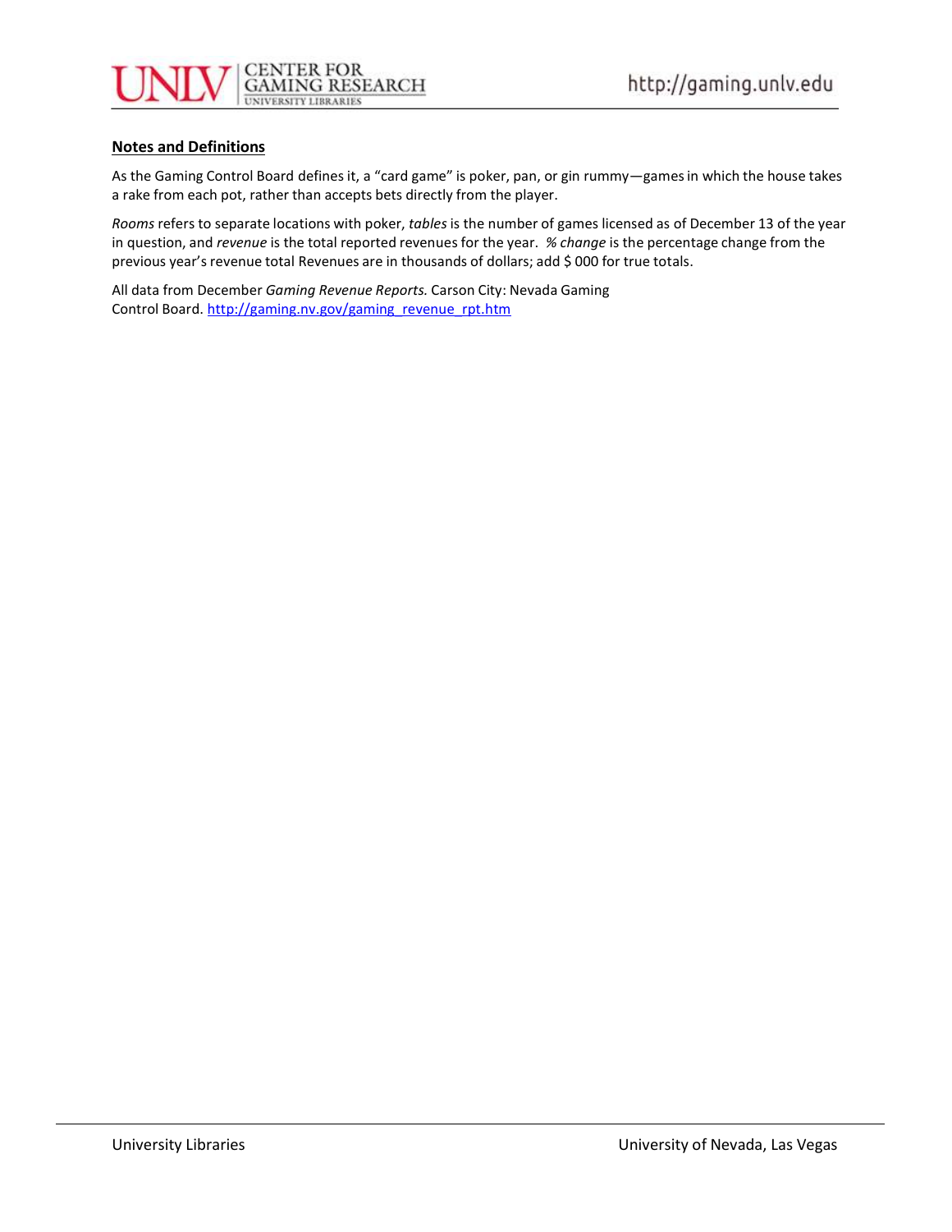## Notes and Definitions

As the Gaming Control Board defines it, a "card game" is poker, pan, or gin rummy—games in which the house takes a rake from each pot, rather than accepts bets directly from the player.

*Rooms* refers to separate locations with poker, *tables* is the number of games licensed as of December 13 of the year in question, and *revenue* is the total reported revenues for the year. *% change* is the percentage change from the previous year's revenue total Revenues are in thousands of dollars; add $ 000 for true totals.

All data from December *Gaming Revenue Reports.* Carson City: Nevada Gaming Control Board. [http://gaming.nv.gov/gaming_revenue_rpt.htm](http://gaming.nv.gov/gaming_revenue_rpt.htm)